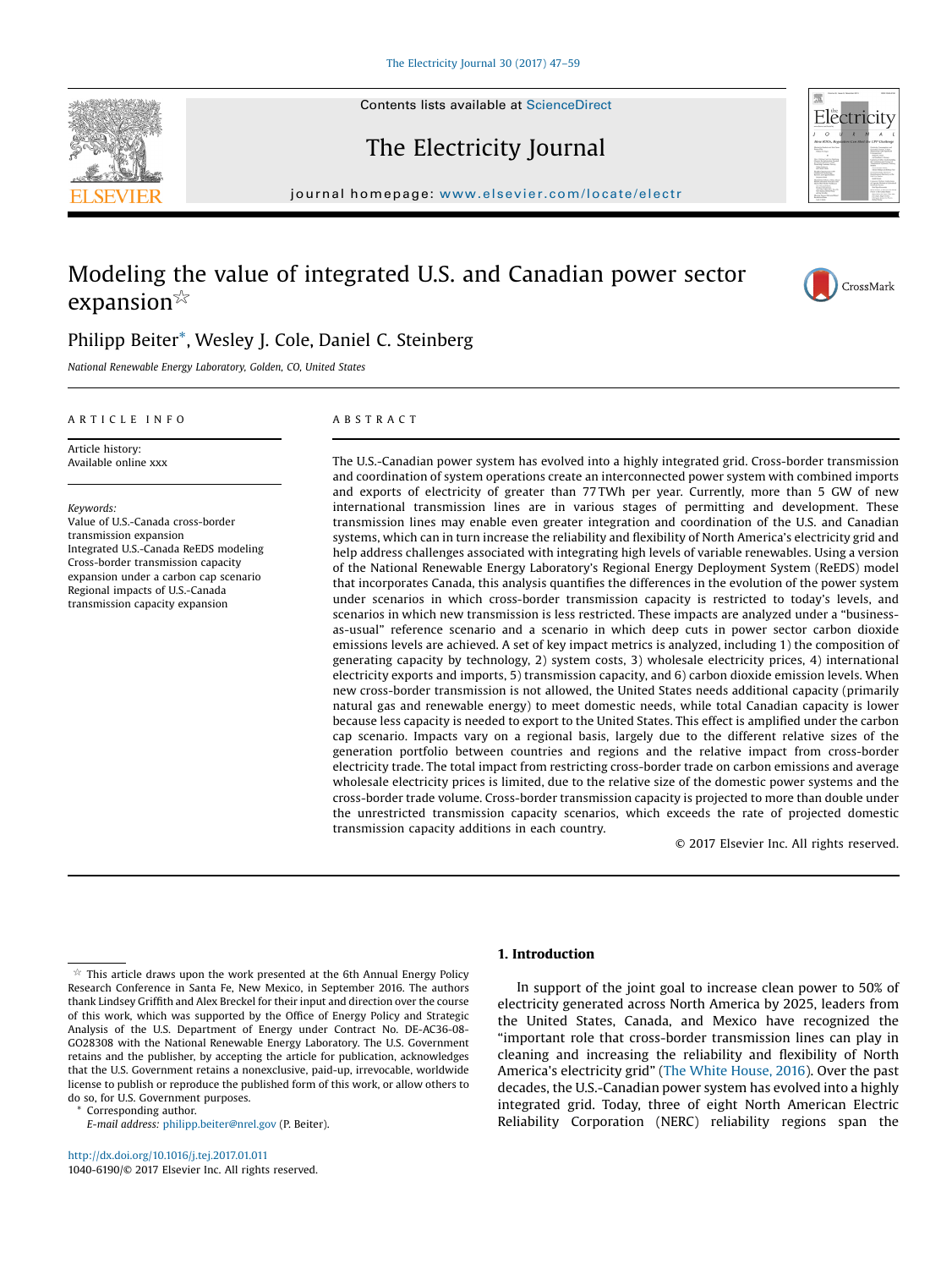# Modeling the value of integrated U.S. and Canadian power sector expansion☆

Philipp Beiter*, Wesley J. Cole, Daniel C. Steinberg

*National Renewable Energy Laboratory, Golden, CO, United States*

ARTICLE INFO

Article history:
Available online xxx

*Keywords:*
Value of U.S.-Canada cross-border transmission expansion
Integrated U.S.-Canada ReEDS modeling
Cross-border transmission capacity expansion under a carbon cap scenario
Regional impacts of U.S.-Canada transmission capacity expansion

ABSTRACT

The U.S.-Canadian power system has evolved into a highly integrated grid. Cross-border transmission and coordination of system operations create an interconnected power system with combined imports and exports of electricity of greater than 77 TWh per year. Currently, more than 5 GW of new international transmission lines are in various stages of permitting and development. These transmission lines may enable even greater integration and coordination of the U.S. and Canadian systems, which can in turn increase the reliability and flexibility of North America's electricity grid and help address challenges associated with integrating high levels of variable renewables. Using a version of the National Renewable Energy Laboratory's Regional Energy Deployment System (ReEDS) model that incorporates Canada, this analysis quantifies the differences in the evolution of the power system under scenarios in which cross-border transmission capacity is restricted to today's levels, and scenarios in which new transmission is less restricted. These impacts are analyzed under a "business-as-usual" reference scenario and a scenario in which deep cuts in power sector carbon dioxide emissions levels are achieved. A set of key impact metrics is analyzed, including 1) the composition of generating capacity by technology, 2) system costs, 3) wholesale electricity prices, 4) international electricity exports and imports, 5) transmission capacity, and 6) carbon dioxide emission levels. When new cross-border transmission is not allowed, the United States needs additional capacity (primarily natural gas and renewable energy) to meet domestic needs, while total Canadian capacity is lower because less capacity is needed to export to the United States. This effect is amplified under the carbon cap scenario. Impacts vary on a regional basis, largely due to the different relative sizes of the generation portfolio between countries and regions and the relative impact from cross-border electricity trade. The total impact from restricting cross-border trade on carbon emissions and average wholesale electricity prices is limited, due to the relative size of the domestic power systems and the cross-border trade volume. Cross-border transmission capacity is projected to more than double under the unrestricted transmission capacity scenarios, which exceeds the rate of projected domestic transmission capacity additions in each country.

© 2017 Elsevier Inc. All rights reserved.

## 1. Introduction

In support of the joint goal to increase clean power to 50% of electricity generated across North America by 2025, leaders from the United States, Canada, and Mexico have recognized the "important role that cross-border transmission lines can play in cleaning and increasing the reliability and flexibility of North America's electricity grid" (The White House, 2016). Over the past decades, the U.S.-Canadian power system has evolved into a highly integrated grid. Today, three of eight North American Electric Reliability Corporation (NERC) reliability regions span the

☆ This article draws upon the work presented at the 6th Annual Energy Policy Research Conference in Santa Fe, New Mexico, in September 2016. The authors thank Lindsey Griffith and Alex Breckel for their input and direction over the course of this work, which was supported by the Office of Energy Policy and Strategic Analysis of the U.S. Department of Energy under Contract No. DE-AC36-08-GO28308 with the National Renewable Energy Laboratory. The U.S. Government retains and the publisher, by accepting the article for publication, acknowledges that the U.S. Government retains a nonexclusive, paid-up, irrevocable, worldwide license to publish or reproduce the published form of this work, or allow others to do so, for U.S. Government purposes.

\* Corresponding author.
E-mail address: philipp.beiter@nrel.gov (P. Beiter).

http://dx.doi.org/10.1016/j.tej.2017.01.011
1040-6190/© 2017 Elsevier Inc. All rights reserved.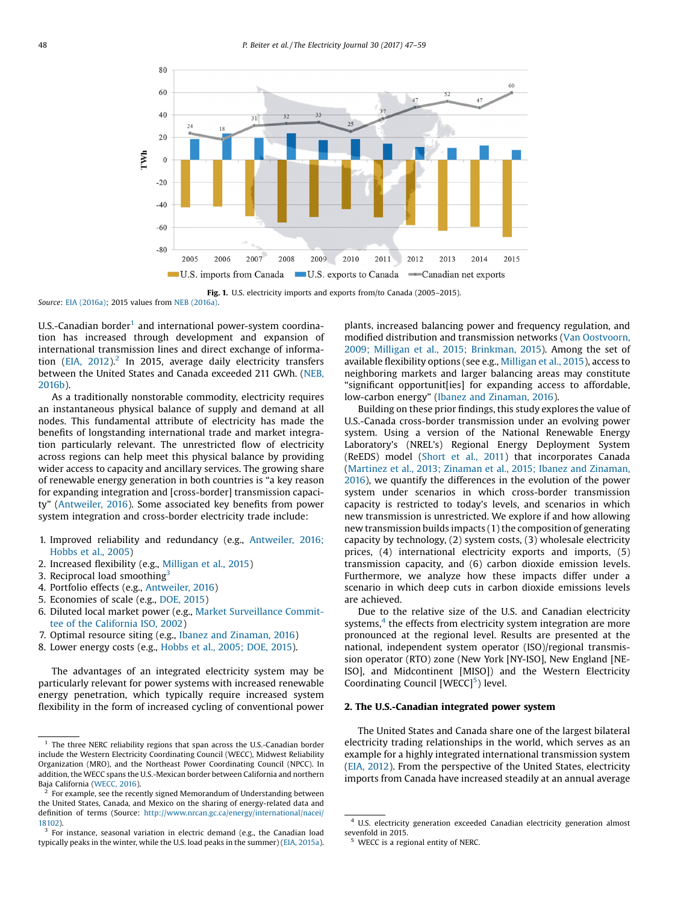Fig. 1. U.S. electricity imports and exports from/to Canada (2005–2015).

Source: EIA (2016a); 2015 values from NEB (2016a).

U.S.-Canadian border[1] and international power-system coordination has increased through development and expansion of international transmission lines and direct exchange of information (EIA, 2012).[2] In 2015, average daily electricity transfers between the United States and Canada exceeded 211 GWh. (NEB, 2016b).

As a traditionally nonstorable commodity, electricity requires an instantaneous physical balance of supply and demand at all nodes. This fundamental attribute of electricity has made the benefits of longstanding international trade and market integration particularly relevant. The unrestricted flow of electricity across regions can help meet this physical balance by providing wider access to capacity and ancillary services. The growing share of renewable energy generation in both countries is "a key reason for expanding integration and [cross-border] transmission capacity" (Antweiler, 2016). Some associated key benefits from power system integration and cross-border electricity trade include:

1. Improved reliability and redundancy (e.g., Antweiler, 2016; Hobbs et al., 2005)
2. Increased flexibility (e.g., Milligan et al., 2015)
3. Reciprocal load smoothing[3]
4. Portfolio effects (e.g., Antweiler, 2016)
5. Economies of scale (e.g., DOE, 2015)
6. Diluted local market power (e.g., Market Surveillance Committee of the California ISO, 2002)
7. Optimal resource siting (e.g., Ibanez and Zinaman, 2016)
8. Lower energy costs (e.g., Hobbs et al., 2005; DOE, 2015).

The advantages of an integrated electricity system may be particularly relevant for power systems with increased renewable energy penetration, which typically require increased system flexibility in the form of increased cycling of conventional power plants, increased balancing power and frequency regulation, and modified distribution and transmission networks (Van Oostvoorn, 2009; Milligan et al., 2015; Brinkman, 2015). Among the set of available flexibility options (see e.g., Milligan et al., 2015), access to neighboring markets and larger balancing areas may constitute "significant opportunit[ies] for expanding access to affordable, low-carbon energy" (Ibanez and Zinaman, 2016).

Building on these prior findings, this study explores the value of U.S.-Canada cross-border transmission under an evolving power system. Using a version of the National Renewable Energy Laboratory's (NREL's) Regional Energy Deployment System (ReEDS) model (Short et al., 2011) that incorporates Canada (Martinez et al., 2013; Zinaman et al., 2015; Ibanez and Zinaman, 2016), we quantify the differences in the evolution of the power system under scenarios in which cross-border transmission capacity is restricted to today's levels, and scenarios in which new transmission is unrestricted. We explore if and how allowing new transmission builds impacts (1) the composition of generating capacity by technology, (2) system costs, (3) wholesale electricity prices, (4) international electricity exports and imports, (5) transmission capacity, and (6) carbon dioxide emission levels. Furthermore, we analyze how these impacts differ under a scenario in which deep cuts in carbon dioxide emissions levels are achieved.

Due to the relative size of the U.S. and Canadian electricity systems,[4] the effects from electricity system integration are more pronounced at the regional level. Results are presented at the national, independent system operator (ISO)/regional transmission operator (RTO) zone (New York [NY-ISO], New England [NE-ISO], and Midcontinent [MISO]) and the Western Electricity Coordinating Council [WECC][5]) level.

## 2. The U.S.-Canadian integrated power system

The United States and Canada share one of the largest bilateral electricity trading relationships in the world, which serves as an example for a highly integrated international transmission system (EIA, 2012). From the perspective of the United States, electricity imports from Canada have increased steadily at an annual average

---

[1] The three NERC reliability regions that span across the U.S.-Canadian border include the Western Electricity Coordinating Council (WECC), Midwest Reliability Organization (MRO), and the Northeast Power Coordinating Council (NPCC). In addition, the WECC spans the U.S.-Mexican border between California and northern Baja California (WECC, 2016).

[2] For example, see the recently signed Memorandum of Understanding between the United States, Canada, and Mexico on the sharing of energy-related data and definition of terms (Source: http://www.nrcan.gc.ca/energy/international/nacei/18102).

[3] For instance, seasonal variation in electric demand (e.g., the Canadian load typically peaks in the winter, while the U.S. load peaks in the summer) (EIA, 2015a).

[4] U.S. electricity generation exceeded Canadian electricity generation almost sevenfold in 2015.

[5] WECC is a regional entity of NERC.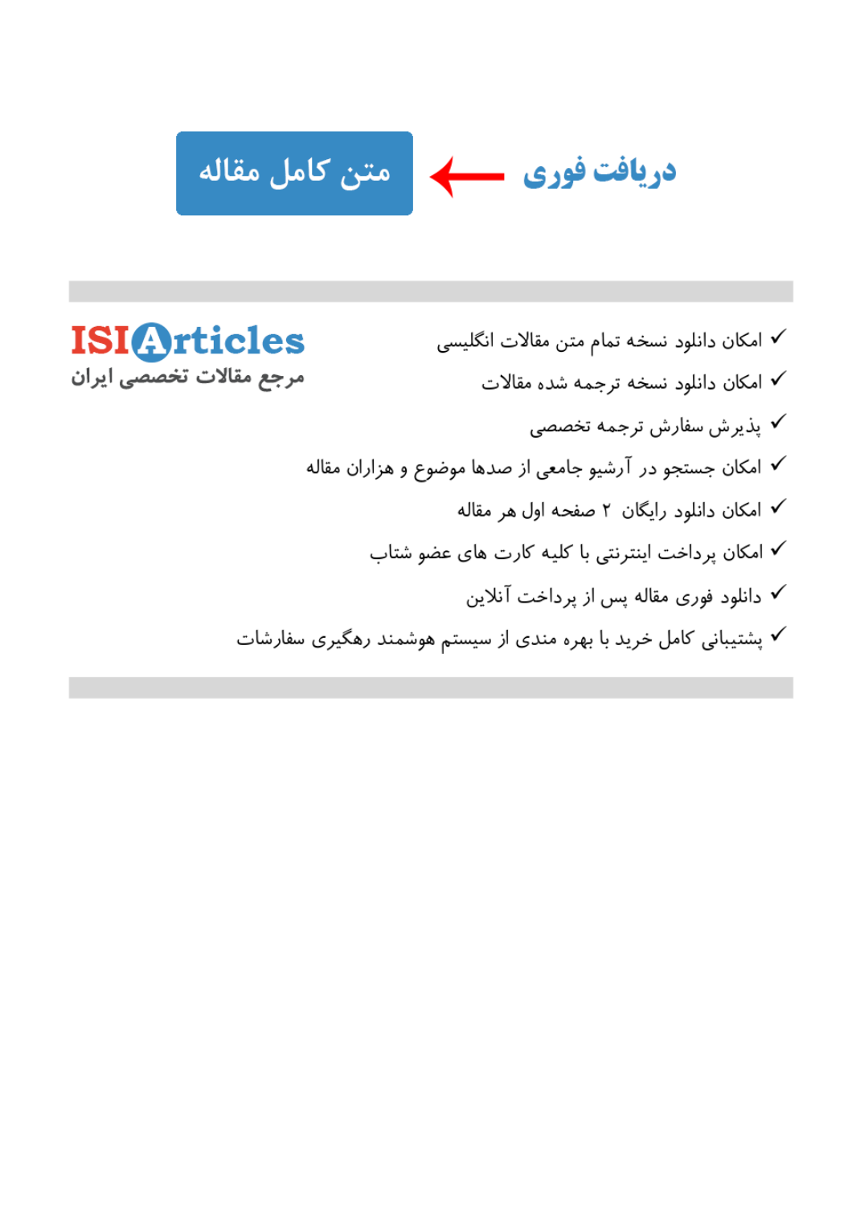دریافت فوری ← متن کامل مقاله

**ISIArticles**
مرجع مقالات تخصصی ایران

- ✓ امکان دانلود نسخه تمام متن مقالات انگلیسی
- ✓ امکان دانلود نسخه ترجمه شده مقالات
- ✓ پذیرش سفارش ترجمه تخصصی
- ✓ امکان جستجو در آرشیو جامعی از صدها موضوع و هزاران مقاله
- ✓ امکان دانلود رایگان ۲ صفحه اول هر مقاله
- ✓ امکان پرداخت اینترنتی با کلیه کارت های عضو شتاب
- ✓ دانلود فوری مقاله پس از پرداخت آنلاین
- ✓ پشتیبانی کامل خرید با بهره مندی از سیستم هوشمند رهگیری سفارشات